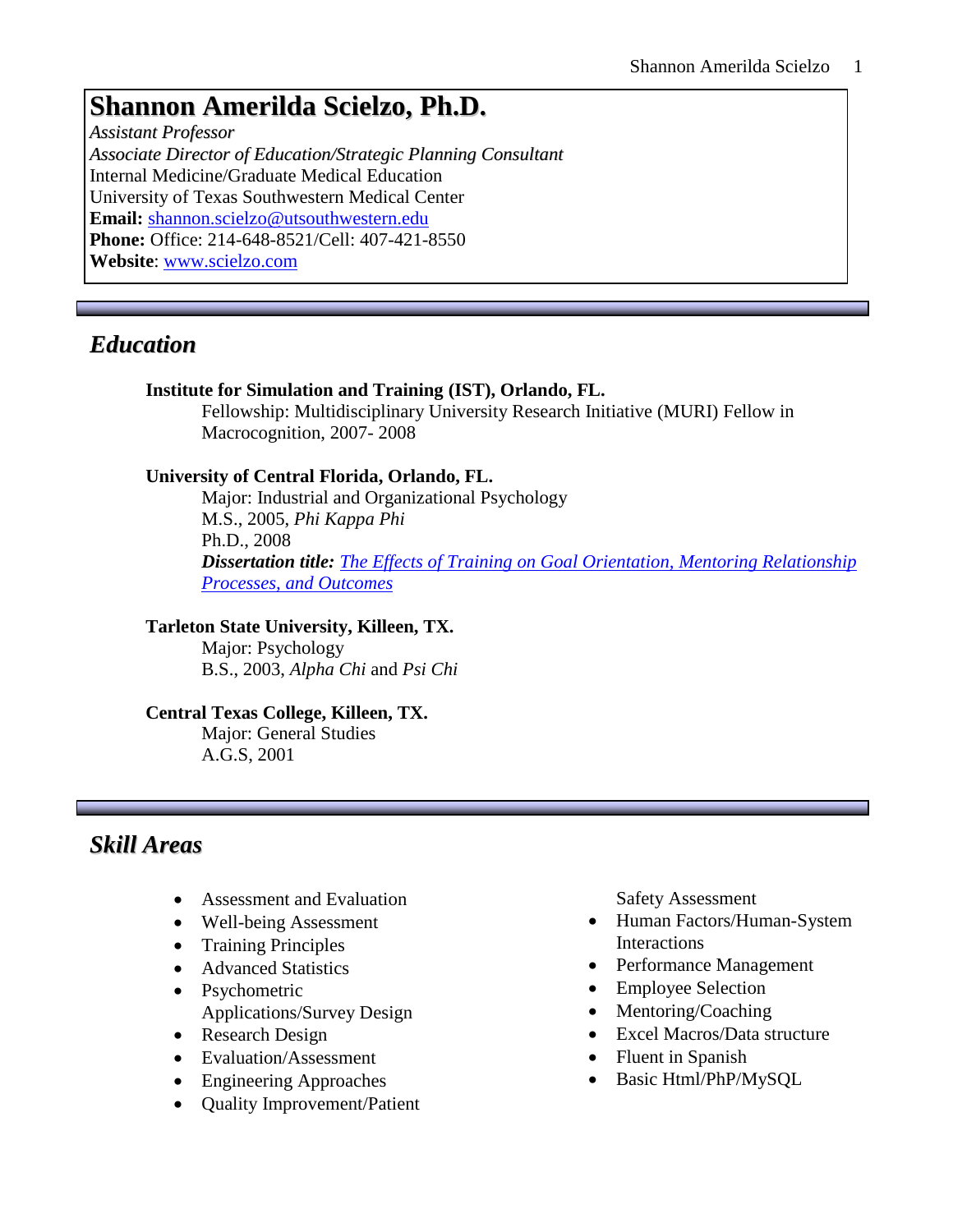# Shannon Amerilda Scielzo, Ph.D.

*Assistant Professor*
*Associate Director of Education/Strategic Planning Consultant*
Internal Medicine/Graduate Medical Education
University of Texas Southwestern Medical Center
**Email:** shannon.scielzo@utsouthwestern.edu
**Phone:** Office: 214-648-8521/Cell: 407-421-8550
**Website**: www.scielzo.com

## Education

**Institute for Simulation and Training (IST), Orlando, FL.**
Fellowship: Multidisciplinary University Research Initiative (MURI) Fellow in Macrocognition, 2007- 2008

**University of Central Florida, Orlando, FL.**
Major: Industrial and Organizational Psychology
M.S., 2005, *Phi Kappa Phi*
Ph.D., 2008
***Dissertation title:*** *The Effects of Training on Goal Orientation, Mentoring Relationship Processes, and Outcomes*

**Tarleton State University, Killeen, TX.**
Major: Psychology
B.S., 2003, *Alpha Chi* and *Psi Chi*

**Central Texas College, Killeen, TX.**
Major: General Studies
A.G.S, 2001

## Skill Areas

- Assessment and Evaluation
- Well-being Assessment
- Training Principles
- Advanced Statistics
- Psychometric Applications/Survey Design
- Research Design
- Evaluation/Assessment
- Engineering Approaches
- Quality Improvement/Patient Safety Assessment
- Human Factors/Human-System Interactions
- Performance Management
- Employee Selection
- Mentoring/Coaching
- Excel Macros/Data structure
- Fluent in Spanish
- Basic Html/PhP/MySQL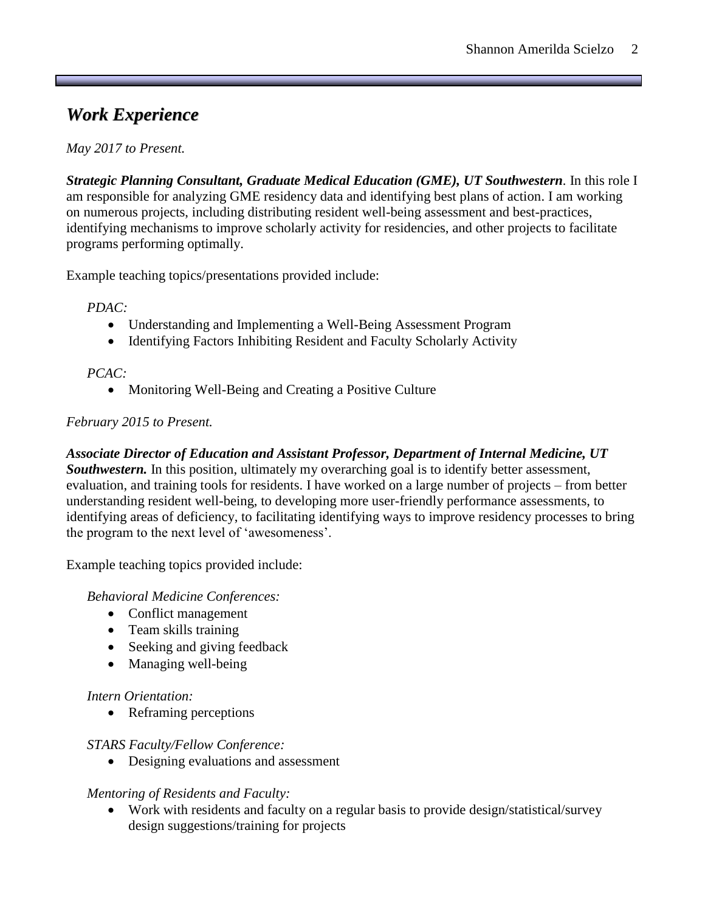## ***Work Experience***

*May 2017 to Present.*

***Strategic Planning Consultant, Graduate Medical Education (GME), UT Southwestern***. In this role I am responsible for analyzing GME residency data and identifying best plans of action. I am working on numerous projects, including distributing resident well-being assessment and best-practices, identifying mechanisms to improve scholarly activity for residencies, and other projects to facilitate programs performing optimally.

Example teaching topics/presentations provided include:

*PDAC:*

- Understanding and Implementing a Well-Being Assessment Program
- Identifying Factors Inhibiting Resident and Faculty Scholarly Activity

*PCAC:*

- Monitoring Well-Being and Creating a Positive Culture

*February 2015 to Present.*

***Associate Director of Education and Assistant Professor, Department of Internal Medicine, UT Southwestern.*** In this position, ultimately my overarching goal is to identify better assessment, evaluation, and training tools for residents. I have worked on a large number of projects – from better understanding resident well-being, to developing more user-friendly performance assessments, to identifying areas of deficiency, to facilitating identifying ways to improve residency processes to bring the program to the next level of 'awesomeness'.

Example teaching topics provided include:

*Behavioral Medicine Conferences:*

- Conflict management
- Team skills training
- Seeking and giving feedback
- Managing well-being

*Intern Orientation:*

- Reframing perceptions

*STARS Faculty/Fellow Conference:*

- Designing evaluations and assessment

*Mentoring of Residents and Faculty:*

- Work with residents and faculty on a regular basis to provide design/statistical/survey design suggestions/training for projects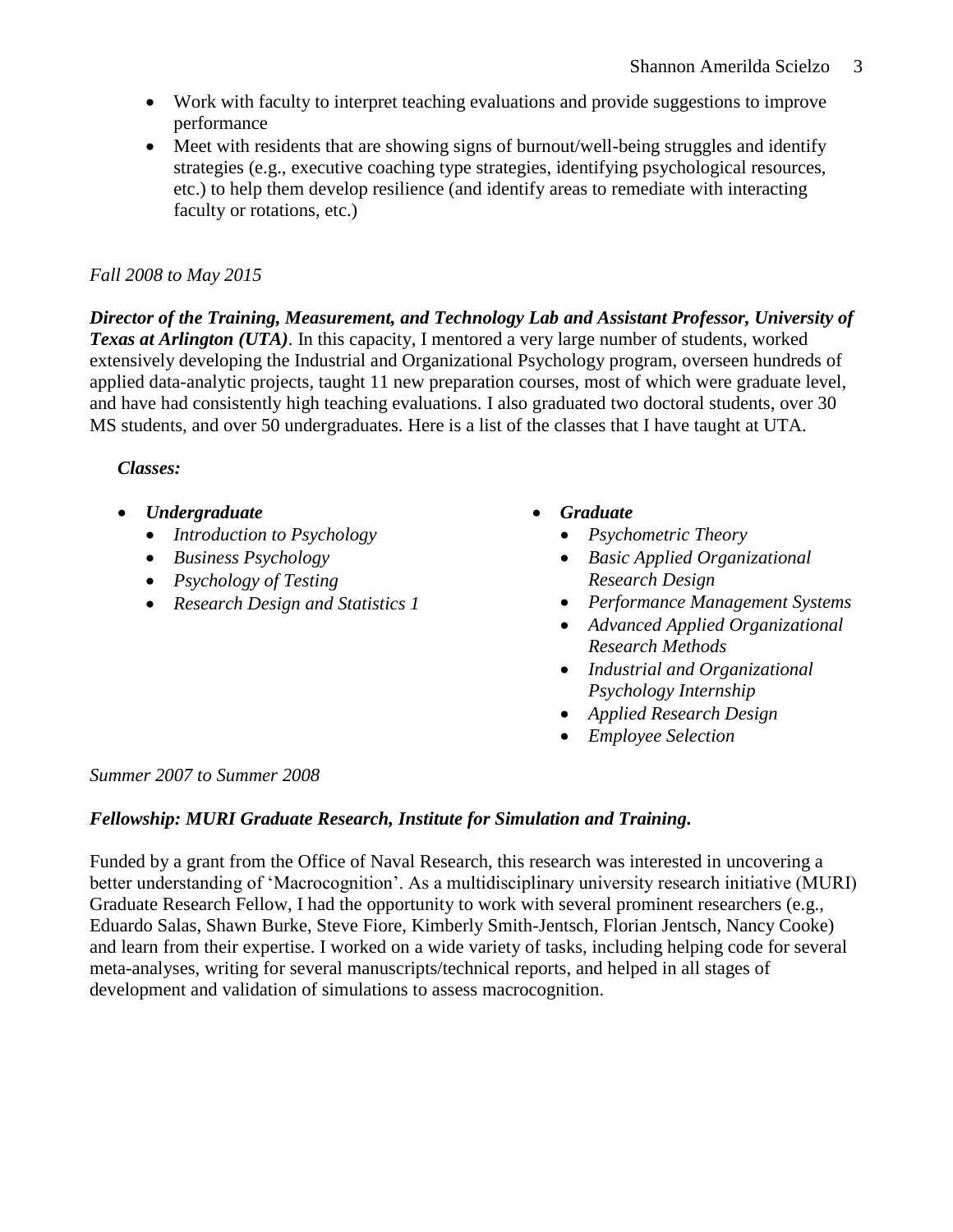- Work with faculty to interpret teaching evaluations and provide suggestions to improve performance
- Meet with residents that are showing signs of burnout/well-being struggles and identify strategies (e.g., executive coaching type strategies, identifying psychological resources, etc.) to help them develop resilience (and identify areas to remediate with interacting faculty or rotations, etc.)

*Fall 2008 to May 2015*

***Director of the Training, Measurement, and Technology Lab and Assistant Professor, University of Texas at Arlington (UTA)***. In this capacity, I mentored a very large number of students, worked extensively developing the Industrial and Organizational Psychology program, overseen hundreds of applied data-analytic projects, taught 11 new preparation courses, most of which were graduate level, and have had consistently high teaching evaluations. I also graduated two doctoral students, over 30 MS students, and over 50 undergraduates. Here is a list of the classes that I have taught at UTA.

***Classes:***

- ***Undergraduate***
  - *Introduction to Psychology*
  - *Business Psychology*
  - *Psychology of Testing*
  - *Research Design and Statistics 1*
- ***Graduate***
  - *Psychometric Theory*
  - *Basic Applied Organizational Research Design*
  - *Performance Management Systems*
  - *Advanced Applied Organizational Research Methods*
  - *Industrial and Organizational Psychology Internship*
  - *Applied Research Design*
  - *Employee Selection*

*Summer 2007 to Summer 2008*

***Fellowship: MURI Graduate Research, Institute for Simulation and Training.***

Funded by a grant from the Office of Naval Research, this research was interested in uncovering a better understanding of 'Macrocognition'. As a multidisciplinary university research initiative (MURI) Graduate Research Fellow, I had the opportunity to work with several prominent researchers (e.g., Eduardo Salas, Shawn Burke, Steve Fiore, Kimberly Smith-Jentsch, Florian Jentsch, Nancy Cooke) and learn from their expertise. I worked on a wide variety of tasks, including helping code for several meta-analyses, writing for several manuscripts/technical reports, and helped in all stages of development and validation of simulations to assess macrocognition.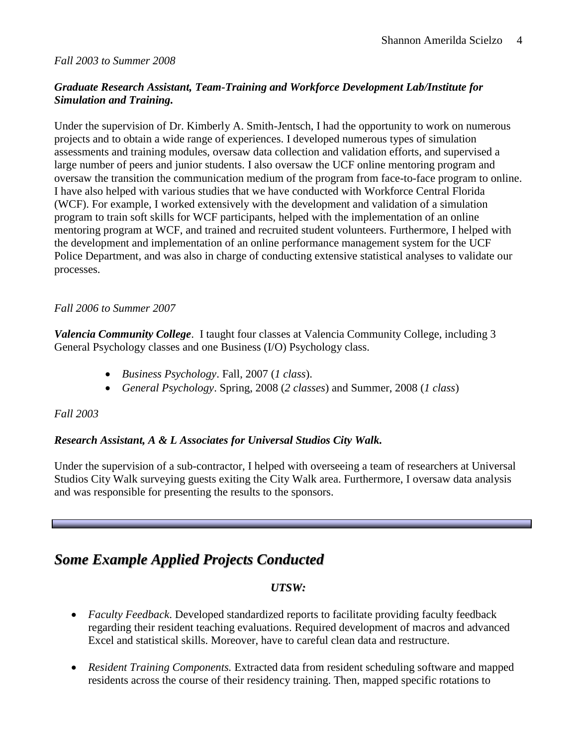*Fall 2003 to Summer 2008*

***Graduate Research Assistant, Team-Training and Workforce Development Lab/Institute for Simulation and Training.***

Under the supervision of Dr. Kimberly A. Smith-Jentsch, I had the opportunity to work on numerous projects and to obtain a wide range of experiences. I developed numerous types of simulation assessments and training modules, oversaw data collection and validation efforts, and supervised a large number of peers and junior students. I also oversaw the UCF online mentoring program and oversaw the transition the communication medium of the program from face-to-face program to online. I have also helped with various studies that we have conducted with Workforce Central Florida (WCF). For example, I worked extensively with the development and validation of a simulation program to train soft skills for WCF participants, helped with the implementation of an online mentoring program at WCF, and trained and recruited student volunteers. Furthermore, I helped with the development and implementation of an online performance management system for the UCF Police Department, and was also in charge of conducting extensive statistical analyses to validate our processes.

*Fall 2006 to Summer 2007*

***Valencia Community College***. I taught four classes at Valencia Community College, including 3 General Psychology classes and one Business (I/O) Psychology class.

- *Business Psychology*. Fall, 2007 (*1 class*).
- *General Psychology*. Spring, 2008 (*2 classes*) and Summer, 2008 (*1 class*)

*Fall 2003*

***Research Assistant, A & L Associates for Universal Studios City Walk.***

Under the supervision of a sub-contractor, I helped with overseeing a team of researchers at Universal Studios City Walk surveying guests exiting the City Walk area. Furthermore, I oversaw data analysis and was responsible for presenting the results to the sponsors.

---

## *Some Example Applied Projects Conducted*

***UTSW:***

- *Faculty Feedback*. Developed standardized reports to facilitate providing faculty feedback regarding their resident teaching evaluations. Required development of macros and advanced Excel and statistical skills. Moreover, have to careful clean data and restructure.

- *Resident Training Components.* Extracted data from resident scheduling software and mapped residents across the course of their residency training. Then, mapped specific rotations to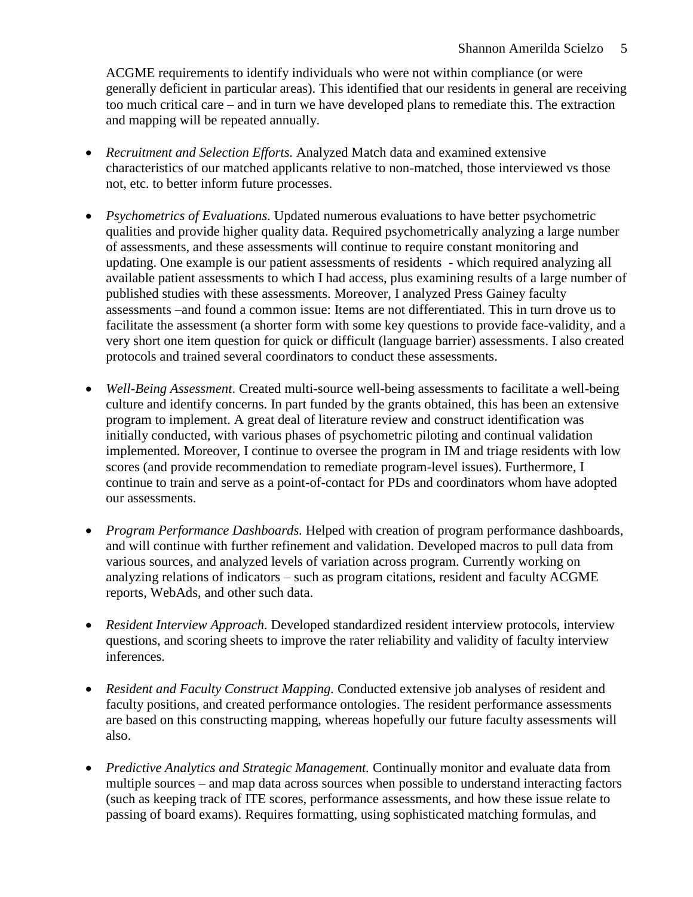ACGME requirements to identify individuals who were not within compliance (or were generally deficient in particular areas). This identified that our residents in general are receiving too much critical care – and in turn we have developed plans to remediate this. The extraction and mapping will be repeated annually.

- *Recruitment and Selection Efforts.* Analyzed Match data and examined extensive characteristics of our matched applicants relative to non-matched, those interviewed vs those not, etc. to better inform future processes.

- *Psychometrics of Evaluations.* Updated numerous evaluations to have better psychometric qualities and provide higher quality data. Required psychometrically analyzing a large number of assessments, and these assessments will continue to require constant monitoring and updating. One example is our patient assessments of residents - which required analyzing all available patient assessments to which I had access, plus examining results of a large number of published studies with these assessments. Moreover, I analyzed Press Gainey faculty assessments –and found a common issue: Items are not differentiated. This in turn drove us to facilitate the assessment (a shorter form with some key questions to provide face-validity, and a very short one item question for quick or difficult (language barrier) assessments. I also created protocols and trained several coordinators to conduct these assessments.

- *Well-Being Assessment*. Created multi-source well-being assessments to facilitate a well-being culture and identify concerns. In part funded by the grants obtained, this has been an extensive program to implement. A great deal of literature review and construct identification was initially conducted, with various phases of psychometric piloting and continual validation implemented. Moreover, I continue to oversee the program in IM and triage residents with low scores (and provide recommendation to remediate program-level issues). Furthermore, I continue to train and serve as a point-of-contact for PDs and coordinators whom have adopted our assessments.

- *Program Performance Dashboards.* Helped with creation of program performance dashboards, and will continue with further refinement and validation. Developed macros to pull data from various sources, and analyzed levels of variation across program. Currently working on analyzing relations of indicators – such as program citations, resident and faculty ACGME reports, WebAds, and other such data.

- *Resident Interview Approach.* Developed standardized resident interview protocols, interview questions, and scoring sheets to improve the rater reliability and validity of faculty interview inferences.

- *Resident and Faculty Construct Mapping.* Conducted extensive job analyses of resident and faculty positions, and created performance ontologies. The resident performance assessments are based on this constructing mapping, whereas hopefully our future faculty assessments will also.

- *Predictive Analytics and Strategic Management.* Continually monitor and evaluate data from multiple sources – and map data across sources when possible to understand interacting factors (such as keeping track of ITE scores, performance assessments, and how these issue relate to passing of board exams). Requires formatting, using sophisticated matching formulas, and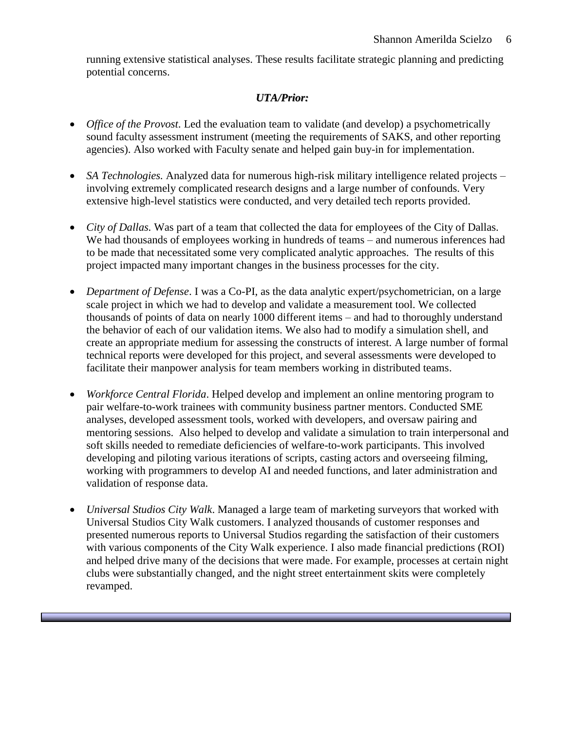running extensive statistical analyses. These results facilitate strategic planning and predicting potential concerns.

***UTA/Prior:***

- *Office of the Provost*. Led the evaluation team to validate (and develop) a psychometrically sound faculty assessment instrument (meeting the requirements of SAKS, and other reporting agencies). Also worked with Faculty senate and helped gain buy-in for implementation.

- *SA Technologies.* Analyzed data for numerous high-risk military intelligence related projects – involving extremely complicated research designs and a large number of confounds. Very extensive high-level statistics were conducted, and very detailed tech reports provided.

- *City of Dallas.* Was part of a team that collected the data for employees of the City of Dallas. We had thousands of employees working in hundreds of teams – and numerous inferences had to be made that necessitated some very complicated analytic approaches. The results of this project impacted many important changes in the business processes for the city.

- *Department of Defense*. I was a Co-PI, as the data analytic expert/psychometrician, on a large scale project in which we had to develop and validate a measurement tool. We collected thousands of points of data on nearly 1000 different items – and had to thoroughly understand the behavior of each of our validation items. We also had to modify a simulation shell, and create an appropriate medium for assessing the constructs of interest. A large number of formal technical reports were developed for this project, and several assessments were developed to facilitate their manpower analysis for team members working in distributed teams.

- *Workforce Central Florida*. Helped develop and implement an online mentoring program to pair welfare-to-work trainees with community business partner mentors. Conducted SME analyses, developed assessment tools, worked with developers, and oversaw pairing and mentoring sessions. Also helped to develop and validate a simulation to train interpersonal and soft skills needed to remediate deficiencies of welfare-to-work participants. This involved developing and piloting various iterations of scripts, casting actors and overseeing filming, working with programmers to develop AI and needed functions, and later administration and validation of response data.

- *Universal Studios City Walk*. Managed a large team of marketing surveyors that worked with Universal Studios City Walk customers. I analyzed thousands of customer responses and presented numerous reports to Universal Studios regarding the satisfaction of their customers with various components of the City Walk experience. I also made financial predictions (ROI) and helped drive many of the decisions that were made. For example, processes at certain night clubs were substantially changed, and the night street entertainment skits were completely revamped.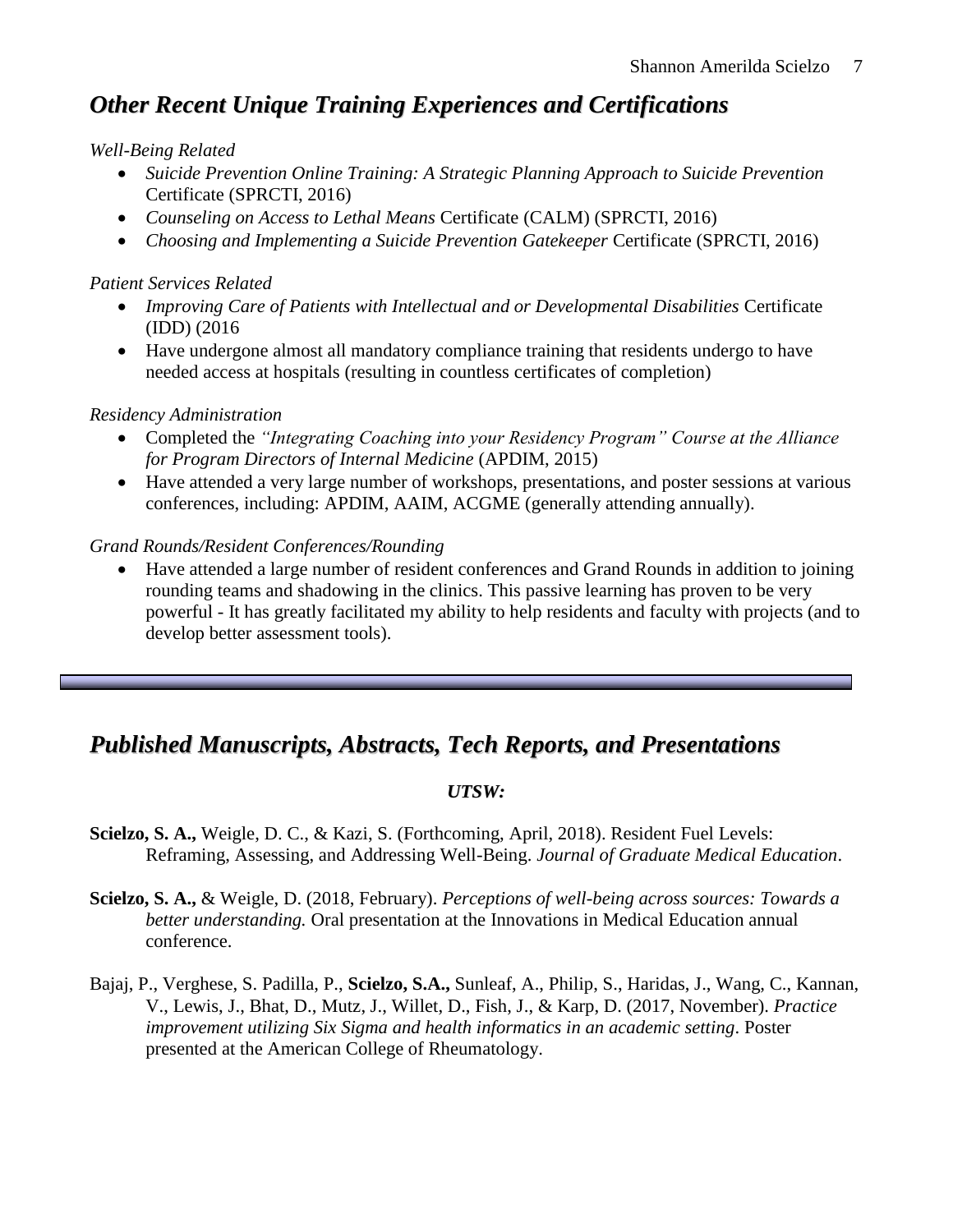## *Other Recent Unique Training Experiences and Certifications*

*Well-Being Related*

- *Suicide Prevention Online Training: A Strategic Planning Approach to Suicide Prevention* Certificate (SPRCTI, 2016)
- *Counseling on Access to Lethal Means* Certificate (CALM) (SPRCTI, 2016)
- *Choosing and Implementing a Suicide Prevention Gatekeeper* Certificate (SPRCTI, 2016)

*Patient Services Related*

- *Improving Care of Patients with Intellectual and or Developmental Disabilities* Certificate (IDD) (2016
- Have undergone almost all mandatory compliance training that residents undergo to have needed access at hospitals (resulting in countless certificates of completion)

*Residency Administration*

- Completed the *"Integrating Coaching into your Residency Program" Course at the Alliance for Program Directors of Internal Medicine* (APDIM, 2015)
- Have attended a very large number of workshops, presentations, and poster sessions at various conferences, including: APDIM, AAIM, ACGME (generally attending annually).

*Grand Rounds/Resident Conferences/Rounding*

- Have attended a large number of resident conferences and Grand Rounds in addition to joining rounding teams and shadowing in the clinics. This passive learning has proven to be very powerful - It has greatly facilitated my ability to help residents and faculty with projects (and to develop better assessment tools).

---

## *Published Manuscripts, Abstracts, Tech Reports, and Presentations*

### *UTSW:*

**Scielzo, S. A.,** Weigle, D. C., & Kazi, S. (Forthcoming, April, 2018). Resident Fuel Levels: Reframing, Assessing, and Addressing Well-Being. *Journal of Graduate Medical Education*.

**Scielzo, S. A.,** & Weigle, D. (2018, February). *Perceptions of well-being across sources: Towards a better understanding.* Oral presentation at the Innovations in Medical Education annual conference.

Bajaj, P., Verghese, S. Padilla, P., **Scielzo, S.A.,** Sunleaf, A., Philip, S., Haridas, J., Wang, C., Kannan, V., Lewis, J., Bhat, D., Mutz, J., Willet, D., Fish, J., & Karp, D. (2017, November). *Practice improvement utilizing Six Sigma and health informatics in an academic setting*. Poster presented at the American College of Rheumatology.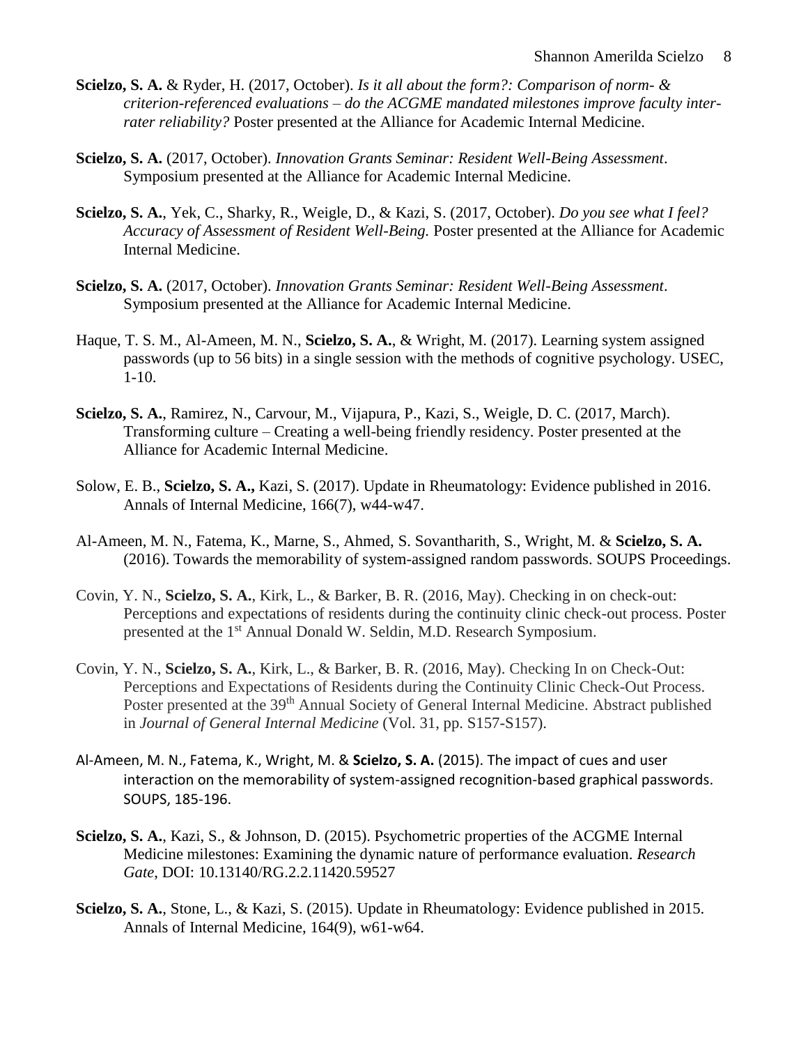**Scielzo, S. A.** & Ryder, H. (2017, October). *Is it all about the form?: Comparison of norm- & criterion-referenced evaluations – do the ACGME mandated milestones improve faculty inter-rater reliability?* Poster presented at the Alliance for Academic Internal Medicine.

**Scielzo, S. A.** (2017, October). *Innovation Grants Seminar: Resident Well-Being Assessment*. Symposium presented at the Alliance for Academic Internal Medicine.

**Scielzo, S. A.**, Yek, C., Sharky, R., Weigle, D., & Kazi, S. (2017, October). *Do you see what I feel? Accuracy of Assessment of Resident Well-Being.* Poster presented at the Alliance for Academic Internal Medicine.

**Scielzo, S. A.** (2017, October). *Innovation Grants Seminar: Resident Well-Being Assessment*. Symposium presented at the Alliance for Academic Internal Medicine.

Haque, T. S. M., Al-Ameen, M. N., **Scielzo, S. A.**, & Wright, M. (2017). Learning system assigned passwords (up to 56 bits) in a single session with the methods of cognitive psychology. USEC, 1-10.

**Scielzo, S. A.**, Ramirez, N., Carvour, M., Vijapura, P., Kazi, S., Weigle, D. C. (2017, March). Transforming culture – Creating a well-being friendly residency. Poster presented at the Alliance for Academic Internal Medicine.

Solow, E. B., **Scielzo, S. A.,** Kazi, S. (2017). Update in Rheumatology: Evidence published in 2016. Annals of Internal Medicine, 166(7), w44-w47.

Al-Ameen, M. N., Fatema, K., Marne, S., Ahmed, S. Sovantharith, S., Wright, M. & **Scielzo, S. A.** (2016). Towards the memorability of system-assigned random passwords. SOUPS Proceedings.

Covin, Y. N., **Scielzo, S. A.**, Kirk, L., & Barker, B. R. (2016, May). Checking in on check-out: Perceptions and expectations of residents during the continuity clinic check-out process. Poster presented at the 1st Annual Donald W. Seldin, M.D. Research Symposium.

Covin, Y. N., **Scielzo, S. A.**, Kirk, L., & Barker, B. R. (2016, May). Checking In on Check-Out: Perceptions and Expectations of Residents during the Continuity Clinic Check-Out Process. Poster presented at the 39th Annual Society of General Internal Medicine. Abstract published in *Journal of General Internal Medicine* (Vol. 31, pp. S157-S157).

Al-Ameen, M. N., Fatema, K., Wright, M. & **Scielzo, S. A.** (2015). The impact of cues and user interaction on the memorability of system-assigned recognition-based graphical passwords. SOUPS, 185-196.

**Scielzo, S. A.**, Kazi, S., & Johnson, D. (2015). Psychometric properties of the ACGME Internal Medicine milestones: Examining the dynamic nature of performance evaluation. *Research Gate*, DOI: 10.13140/RG.2.2.11420.59527

**Scielzo, S. A.**, Stone, L., & Kazi, S. (2015). Update in Rheumatology: Evidence published in 2015. Annals of Internal Medicine, 164(9), w61-w64.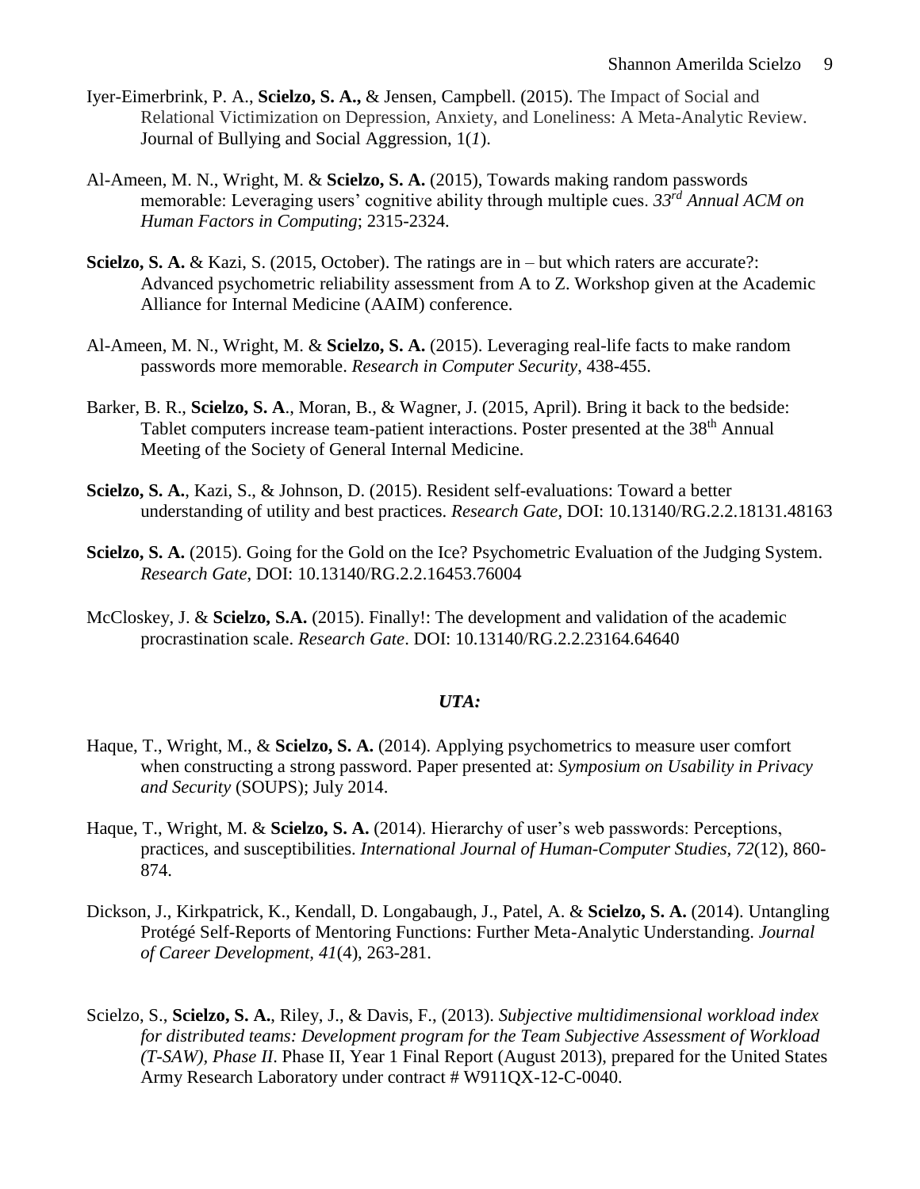Iyer-Eimerbrink, P. A., **Scielzo, S. A.,** & Jensen, Campbell. (2015). The Impact of Social and Relational Victimization on Depression, Anxiety, and Loneliness: A Meta-Analytic Review. Journal of Bullying and Social Aggression, 1(*1*).

Al-Ameen, M. N., Wright, M. & **Scielzo, S. A.** (2015), Towards making random passwords memorable: Leveraging users' cognitive ability through multiple cues. *33rd Annual ACM on Human Factors in Computing*; 2315-2324.

**Scielzo, S. A.** & Kazi, S. (2015, October). The ratings are in – but which raters are accurate?: Advanced psychometric reliability assessment from A to Z. Workshop given at the Academic Alliance for Internal Medicine (AAIM) conference.

Al-Ameen, M. N., Wright, M. & **Scielzo, S. A.** (2015). Leveraging real-life facts to make random passwords more memorable. *Research in Computer Security*, 438-455.

Barker, B. R., **Scielzo, S. A**., Moran, B., & Wagner, J. (2015, April). Bring it back to the bedside: Tablet computers increase team-patient interactions. Poster presented at the 38th Annual Meeting of the Society of General Internal Medicine.

**Scielzo, S. A.**, Kazi, S., & Johnson, D. (2015). Resident self-evaluations: Toward a better understanding of utility and best practices. *Research Gate*, DOI: 10.13140/RG.2.2.18131.48163

**Scielzo, S. A.** (2015). Going for the Gold on the Ice? Psychometric Evaluation of the Judging System. *Research Gate*, DOI: 10.13140/RG.2.2.16453.76004

McCloskey, J. & **Scielzo, S.A.** (2015). Finally!: The development and validation of the academic procrastination scale. *Research Gate*. DOI: 10.13140/RG.2.2.23164.64640

***UTA:***

Haque, T., Wright, M., & **Scielzo, S. A.** (2014). Applying psychometrics to measure user comfort when constructing a strong password. Paper presented at: *Symposium on Usability in Privacy and Security* (SOUPS); July 2014.

Haque, T., Wright, M. & **Scielzo, S. A.** (2014). Hierarchy of user's web passwords: Perceptions, practices, and susceptibilities. *International Journal of Human-Computer Studies, 72*(12), 860-874.

Dickson, J., Kirkpatrick, K., Kendall, D. Longabaugh, J., Patel, A. & **Scielzo, S. A.** (2014). Untangling Protégé Self-Reports of Mentoring Functions: Further Meta-Analytic Understanding. *Journal of Career Development*, *41*(4), 263-281.

Scielzo, S., **Scielzo, S. A.**, Riley, J., & Davis, F., (2013). *Subjective multidimensional workload index for distributed teams: Development program for the Team Subjective Assessment of Workload (T-SAW), Phase II*. Phase II, Year 1 Final Report (August 2013), prepared for the United States Army Research Laboratory under contract # W911QX-12-C-0040.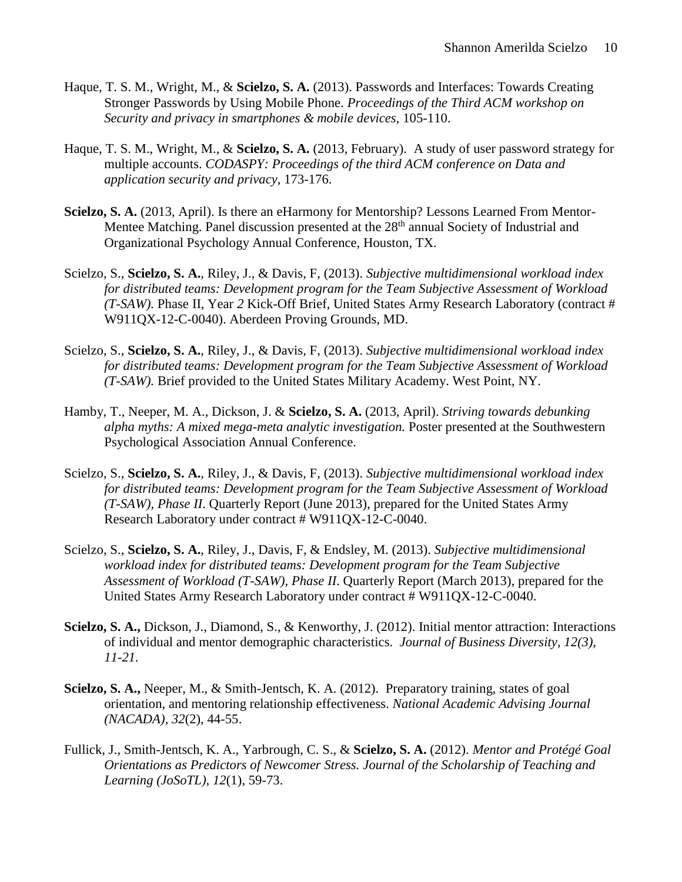Haque, T. S. M., Wright, M., & **Scielzo, S. A.** (2013). Passwords and Interfaces: Towards Creating Stronger Passwords by Using Mobile Phone. *Proceedings of the Third ACM workshop on Security and privacy in smartphones & mobile devices*, 105-110.

Haque, T. S. M., Wright, M., & **Scielzo, S. A.** (2013, February). A study of user password strategy for multiple accounts. *CODASPY: Proceedings of the third ACM conference on Data and application security and privacy*, 173-176.

**Scielzo, S. A.** (2013, April). Is there an eHarmony for Mentorship? Lessons Learned From Mentor-Mentee Matching. Panel discussion presented at the 28th annual Society of Industrial and Organizational Psychology Annual Conference, Houston, TX.

Scielzo, S., **Scielzo, S. A.**, Riley, J., & Davis, F, (2013). *Subjective multidimensional workload index for distributed teams: Development program for the Team Subjective Assessment of Workload (T-SAW).* Phase II, Year *2* Kick-Off Brief, United States Army Research Laboratory (contract # W911QX-12-C-0040). Aberdeen Proving Grounds, MD.

Scielzo, S., **Scielzo, S. A.**, Riley, J., & Davis, F, (2013). *Subjective multidimensional workload index for distributed teams: Development program for the Team Subjective Assessment of Workload (T-SAW).* Brief provided to the United States Military Academy. West Point, NY.

Hamby, T., Neeper, M. A., Dickson, J. & **Scielzo, S. A.** (2013, April). *Striving towards debunking alpha myths: A mixed mega-meta analytic investigation.* Poster presented at the Southwestern Psychological Association Annual Conference.

Scielzo, S., **Scielzo, S. A.**, Riley, J., & Davis, F, (2013). *Subjective multidimensional workload index for distributed teams: Development program for the Team Subjective Assessment of Workload (T-SAW), Phase II*. Quarterly Report (June 2013), prepared for the United States Army Research Laboratory under contract # W911QX-12-C-0040.

Scielzo, S., **Scielzo, S. A.**, Riley, J., Davis, F, & Endsley, M. (2013). *Subjective multidimensional workload index for distributed teams: Development program for the Team Subjective Assessment of Workload (T-SAW), Phase II*. Quarterly Report (March 2013), prepared for the United States Army Research Laboratory under contract # W911QX-12-C-0040.

**Scielzo, S. A.,** Dickson, J., Diamond, S., & Kenworthy, J. (2012). Initial mentor attraction: Interactions of individual and mentor demographic characteristics. *Journal of Business Diversity, 12(3), 11-21.*

**Scielzo, S. A.,** Neeper, M., & Smith-Jentsch, K. A. (2012). Preparatory training, states of goal orientation, and mentoring relationship effectiveness. *National Academic Advising Journal (NACADA), 32*(2), 44-55.

Fullick, J., Smith-Jentsch, K. A., Yarbrough, C. S., & **Scielzo, S. A.** (2012). *Mentor and Protégé Goal Orientations as Predictors of Newcomer Stress. Journal of the Scholarship of Teaching and Learning (JoSoTL), 12*(1), 59-73.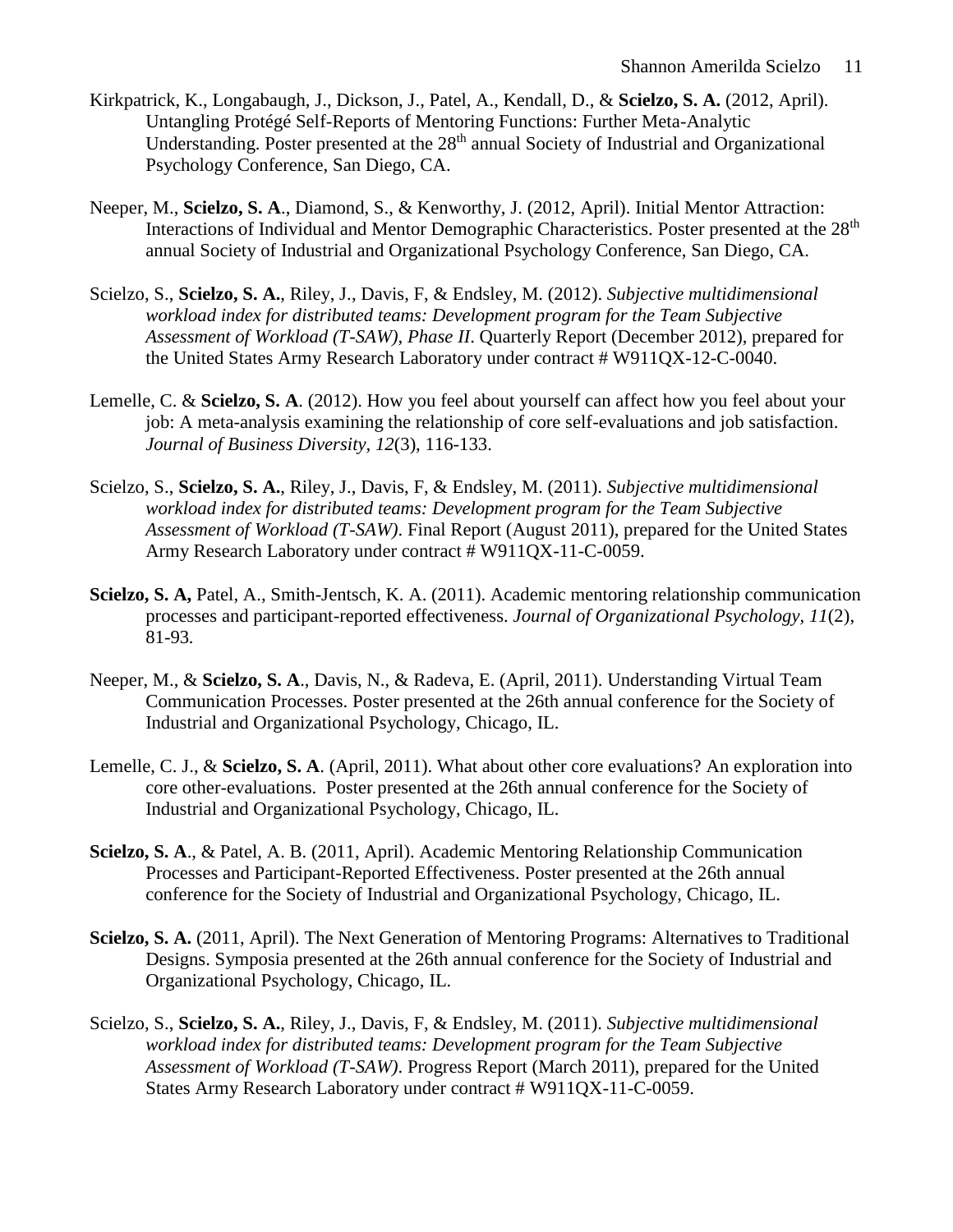Kirkpatrick, K., Longabaugh, J., Dickson, J., Patel, A., Kendall, D., & **Scielzo, S. A.** (2012, April). Untangling Protégé Self-Reports of Mentoring Functions: Further Meta-Analytic Understanding. Poster presented at the 28th annual Society of Industrial and Organizational Psychology Conference, San Diego, CA.

Neeper, M., **Scielzo, S. A**., Diamond, S., & Kenworthy, J. (2012, April). Initial Mentor Attraction: Interactions of Individual and Mentor Demographic Characteristics. Poster presented at the 28th annual Society of Industrial and Organizational Psychology Conference, San Diego, CA.

Scielzo, S., **Scielzo, S. A.**, Riley, J., Davis, F, & Endsley, M. (2012). *Subjective multidimensional workload index for distributed teams: Development program for the Team Subjective Assessment of Workload (T-SAW), Phase II*. Quarterly Report (December 2012), prepared for the United States Army Research Laboratory under contract # W911QX-12-C-0040.

Lemelle, C. & **Scielzo, S. A**. (2012). How you feel about yourself can affect how you feel about your job: A meta-analysis examining the relationship of core self-evaluations and job satisfaction. *Journal of Business Diversity, 12*(3), 116-133.

Scielzo, S., **Scielzo, S. A.**, Riley, J., Davis, F, & Endsley, M. (2011). *Subjective multidimensional workload index for distributed teams: Development program for the Team Subjective Assessment of Workload (T-SAW)*. Final Report (August 2011), prepared for the United States Army Research Laboratory under contract # W911QX-11-C-0059.

**Scielzo, S. A,** Patel, A., Smith-Jentsch, K. A. (2011). Academic mentoring relationship communication processes and participant-reported effectiveness. *Journal of Organizational Psychology*, *11*(2), 81-93*.*

Neeper, M., & **Scielzo, S. A**., Davis, N., & Radeva, E. (April, 2011). Understanding Virtual Team Communication Processes. Poster presented at the 26th annual conference for the Society of Industrial and Organizational Psychology, Chicago, IL.

Lemelle, C. J., & **Scielzo, S. A**. (April, 2011). What about other core evaluations? An exploration into core other-evaluations. Poster presented at the 26th annual conference for the Society of Industrial and Organizational Psychology, Chicago, IL.

**Scielzo, S. A**., & Patel, A. B. (2011, April). Academic Mentoring Relationship Communication Processes and Participant-Reported Effectiveness. Poster presented at the 26th annual conference for the Society of Industrial and Organizational Psychology, Chicago, IL.

**Scielzo, S. A.** (2011, April). The Next Generation of Mentoring Programs: Alternatives to Traditional Designs. Symposia presented at the 26th annual conference for the Society of Industrial and Organizational Psychology, Chicago, IL.

Scielzo, S., **Scielzo, S. A.**, Riley, J., Davis, F, & Endsley, M. (2011). *Subjective multidimensional workload index for distributed teams: Development program for the Team Subjective Assessment of Workload (T-SAW)*. Progress Report (March 2011), prepared for the United States Army Research Laboratory under contract # W911QX-11-C-0059.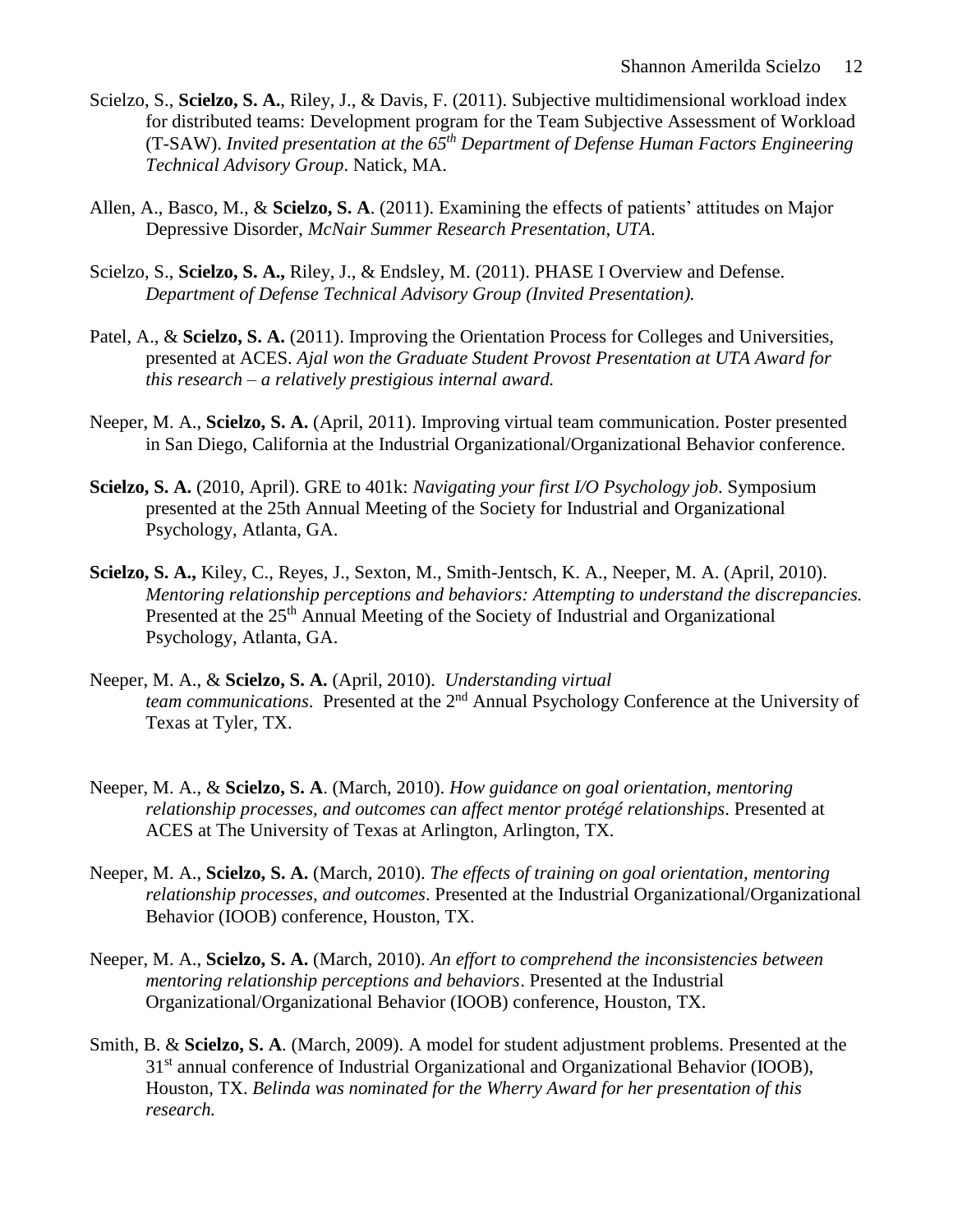Scielzo, S., **Scielzo, S. A.**, Riley, J., & Davis, F. (2011). Subjective multidimensional workload index for distributed teams: Development program for the Team Subjective Assessment of Workload (T-SAW). *Invited presentation at the 65th Department of Defense Human Factors Engineering Technical Advisory Group*. Natick, MA.

Allen, A., Basco, M., & **Scielzo, S. A**. (2011). Examining the effects of patients' attitudes on Major Depressive Disorder, *McNair Summer Research Presentation, UTA.*

Scielzo, S., **Scielzo, S. A.,** Riley, J., & Endsley, M. (2011). PHASE I Overview and Defense. *Department of Defense Technical Advisory Group (Invited Presentation).*

Patel, A., & **Scielzo, S. A.** (2011). Improving the Orientation Process for Colleges and Universities, presented at ACES. *Ajal won the Graduate Student Provost Presentation at UTA Award for this research – a relatively prestigious internal award.*

Neeper, M. A., **Scielzo, S. A.** (April, 2011). Improving virtual team communication. Poster presented in San Diego, California at the Industrial Organizational/Organizational Behavior conference.

**Scielzo, S. A.** (2010, April). GRE to 401k: *Navigating your first I/O Psychology job*. Symposium presented at the 25th Annual Meeting of the Society for Industrial and Organizational Psychology, Atlanta, GA.

**Scielzo, S. A.,** Kiley, C., Reyes, J., Sexton, M., Smith-Jentsch, K. A., Neeper, M. A. (April, 2010). *Mentoring relationship perceptions and behaviors: Attempting to understand the discrepancies.* Presented at the 25th Annual Meeting of the Society of Industrial and Organizational Psychology, Atlanta, GA.

Neeper, M. A., & **Scielzo, S. A.** (April, 2010). *Understanding virtual team communications*. Presented at the 2nd Annual Psychology Conference at the University of Texas at Tyler, TX.

Neeper, M. A., & **Scielzo, S. A**. (March, 2010). *How guidance on goal orientation, mentoring relationship processes, and outcomes can affect mentor protégé relationships*. Presented at ACES at The University of Texas at Arlington, Arlington, TX.

Neeper, M. A., **Scielzo, S. A.** (March, 2010). *The effects of training on goal orientation, mentoring relationship processes, and outcomes*. Presented at the Industrial Organizational/Organizational Behavior (IOOB) conference, Houston, TX.

Neeper, M. A., **Scielzo, S. A.** (March, 2010). *An effort to comprehend the inconsistencies between mentoring relationship perceptions and behaviors*. Presented at the Industrial Organizational/Organizational Behavior (IOOB) conference, Houston, TX.

Smith, B. & **Scielzo, S. A**. (March, 2009). A model for student adjustment problems. Presented at the 31st annual conference of Industrial Organizational and Organizational Behavior (IOOB), Houston, TX. *Belinda was nominated for the Wherry Award for her presentation of this research.*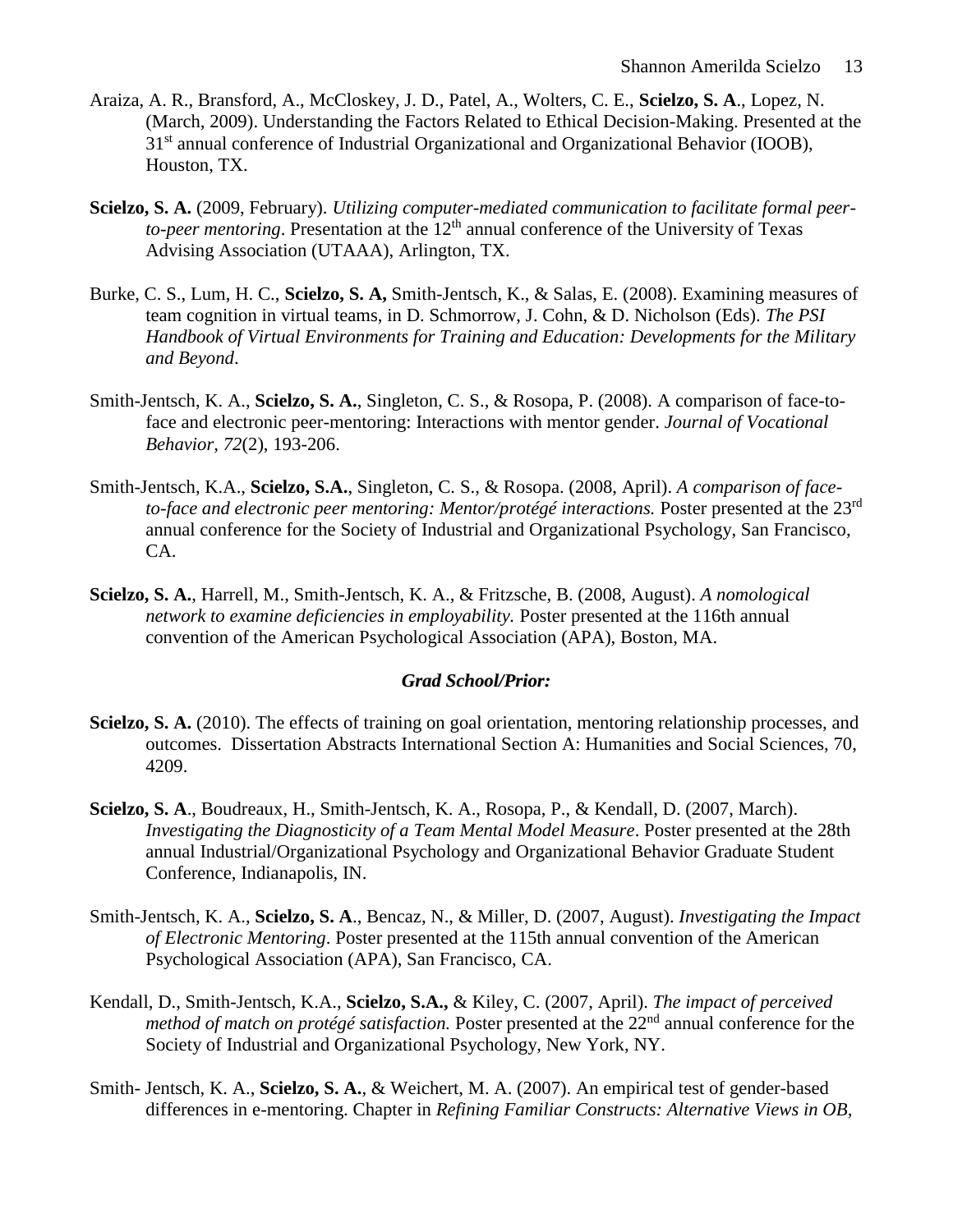Araiza, A. R., Bransford, A., McCloskey, J. D., Patel, A., Wolters, C. E., **Scielzo, S. A**., Lopez, N. (March, 2009). Understanding the Factors Related to Ethical Decision-Making. Presented at the 31st annual conference of Industrial Organizational and Organizational Behavior (IOOB), Houston, TX.

**Scielzo, S. A.** (2009, February). *Utilizing computer-mediated communication to facilitate formal peer-to-peer mentoring*. Presentation at the 12th annual conference of the University of Texas Advising Association (UTAAA), Arlington, TX.

Burke, C. S., Lum, H. C., **Scielzo, S. A,** Smith-Jentsch, K., & Salas, E. (2008). Examining measures of team cognition in virtual teams, in D. Schmorrow, J. Cohn, & D. Nicholson (Eds). *The PSI Handbook of Virtual Environments for Training and Education: Developments for the Military and Beyond*.

Smith-Jentsch, K. A., **Scielzo, S. A.**, Singleton, C. S., & Rosopa, P. (2008). A comparison of face-to-face and electronic peer-mentoring: Interactions with mentor gender. *Journal of Vocational Behavior, 72*(2), 193-206.

Smith-Jentsch, K.A., **Scielzo, S.A.**, Singleton, C. S., & Rosopa. (2008, April). *A comparison of face-to-face and electronic peer mentoring: Mentor/protégé interactions.* Poster presented at the 23rd annual conference for the Society of Industrial and Organizational Psychology, San Francisco, CA.

**Scielzo, S. A.**, Harrell, M., Smith-Jentsch, K. A., & Fritzsche, B. (2008, August). *A nomological network to examine deficiencies in employability.* Poster presented at the 116th annual convention of the American Psychological Association (APA), Boston, MA.

### *Grad School/Prior:*

**Scielzo, S. A.** (2010). The effects of training on goal orientation, mentoring relationship processes, and outcomes. Dissertation Abstracts International Section A: Humanities and Social Sciences, 70, 4209.

**Scielzo, S. A**., Boudreaux, H., Smith-Jentsch, K. A., Rosopa, P., & Kendall, D. (2007, March). *Investigating the Diagnosticity of a Team Mental Model Measure*. Poster presented at the 28th annual Industrial/Organizational Psychology and Organizational Behavior Graduate Student Conference, Indianapolis, IN.

Smith-Jentsch, K. A., **Scielzo, S. A**., Bencaz, N., & Miller, D. (2007, August). *Investigating the Impact of Electronic Mentoring*. Poster presented at the 115th annual convention of the American Psychological Association (APA), San Francisco, CA.

Kendall, D., Smith-Jentsch, K.A., **Scielzo, S.A.,** & Kiley, C. (2007, April). *The impact of perceived method of match on protégé satisfaction.* Poster presented at the 22nd annual conference for the Society of Industrial and Organizational Psychology, New York, NY.

Smith- Jentsch, K. A., **Scielzo, S. A.**, & Weichert, M. A. (2007). An empirical test of gender-based differences in e-mentoring. Chapter in *Refining Familiar Constructs: Alternative Views in OB,*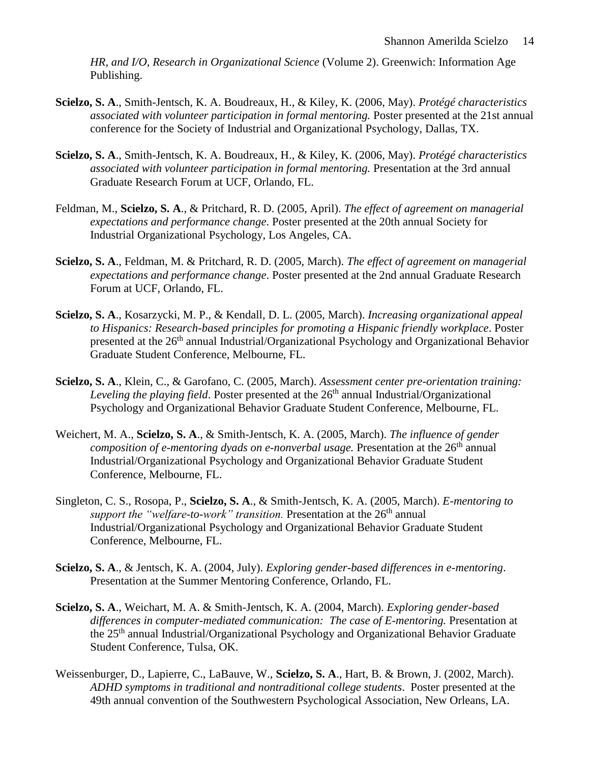*HR, and I/O, Research in Organizational Science* (Volume 2). Greenwich: Information Age Publishing.

**Scielzo, S. A**., Smith-Jentsch, K. A. Boudreaux, H., & Kiley, K. (2006, May). *Protégé characteristics associated with volunteer participation in formal mentoring.* Poster presented at the 21st annual conference for the Society of Industrial and Organizational Psychology, Dallas, TX.

**Scielzo, S. A**., Smith-Jentsch, K. A. Boudreaux, H., & Kiley, K. (2006, May). *Protégé characteristics associated with volunteer participation in formal mentoring.* Presentation at the 3rd annual Graduate Research Forum at UCF, Orlando, FL.

Feldman, M., **Scielzo, S. A**., & Pritchard, R. D. (2005, April). *The effect of agreement on managerial expectations and performance change*. Poster presented at the 20th annual Society for Industrial Organizational Psychology, Los Angeles, CA.

**Scielzo, S. A**., Feldman, M. & Pritchard, R. D. (2005, March). *The effect of agreement on managerial expectations and performance change*. Poster presented at the 2nd annual Graduate Research Forum at UCF, Orlando, FL.

**Scielzo, S. A**., Kosarzycki, M. P., & Kendall, D. L. (2005, March). *Increasing organizational appeal to Hispanics: Research-based principles for promoting a Hispanic friendly workplace*. Poster presented at the 26th annual Industrial/Organizational Psychology and Organizational Behavior Graduate Student Conference, Melbourne, FL.

**Scielzo, S. A**., Klein, C., & Garofano, C. (2005, March). *Assessment center pre-orientation training: Leveling the playing field*. Poster presented at the 26th annual Industrial/Organizational Psychology and Organizational Behavior Graduate Student Conference, Melbourne, FL.

Weichert, M. A., **Scielzo, S. A**., & Smith-Jentsch, K. A. (2005, March). *The influence of gender composition of e-mentoring dyads on e-nonverbal usage.* Presentation at the 26th annual Industrial/Organizational Psychology and Organizational Behavior Graduate Student Conference, Melbourne, FL.

Singleton, C. S., Rosopa, P., **Scielzo, S. A**., & Smith-Jentsch, K. A. (2005, March). *E-mentoring to support the "welfare-to-work" transition.* Presentation at the 26th annual Industrial/Organizational Psychology and Organizational Behavior Graduate Student Conference, Melbourne, FL.

**Scielzo, S. A**., & Jentsch, K. A. (2004, July). *Exploring gender-based differences in e-mentoring*. Presentation at the Summer Mentoring Conference, Orlando, FL.

**Scielzo, S. A**., Weichart, M. A. & Smith-Jentsch, K. A. (2004, March). *Exploring gender-based differences in computer-mediated communication: The case of E-mentoring.* Presentation at the 25th annual Industrial/Organizational Psychology and Organizational Behavior Graduate Student Conference, Tulsa, OK.

Weissenburger, D., Lapierre, C., LaBauve, W., **Scielzo, S. A**., Hart, B. & Brown, J. (2002, March). *ADHD symptoms in traditional and nontraditional college students*. Poster presented at the 49th annual convention of the Southwestern Psychological Association, New Orleans, LA.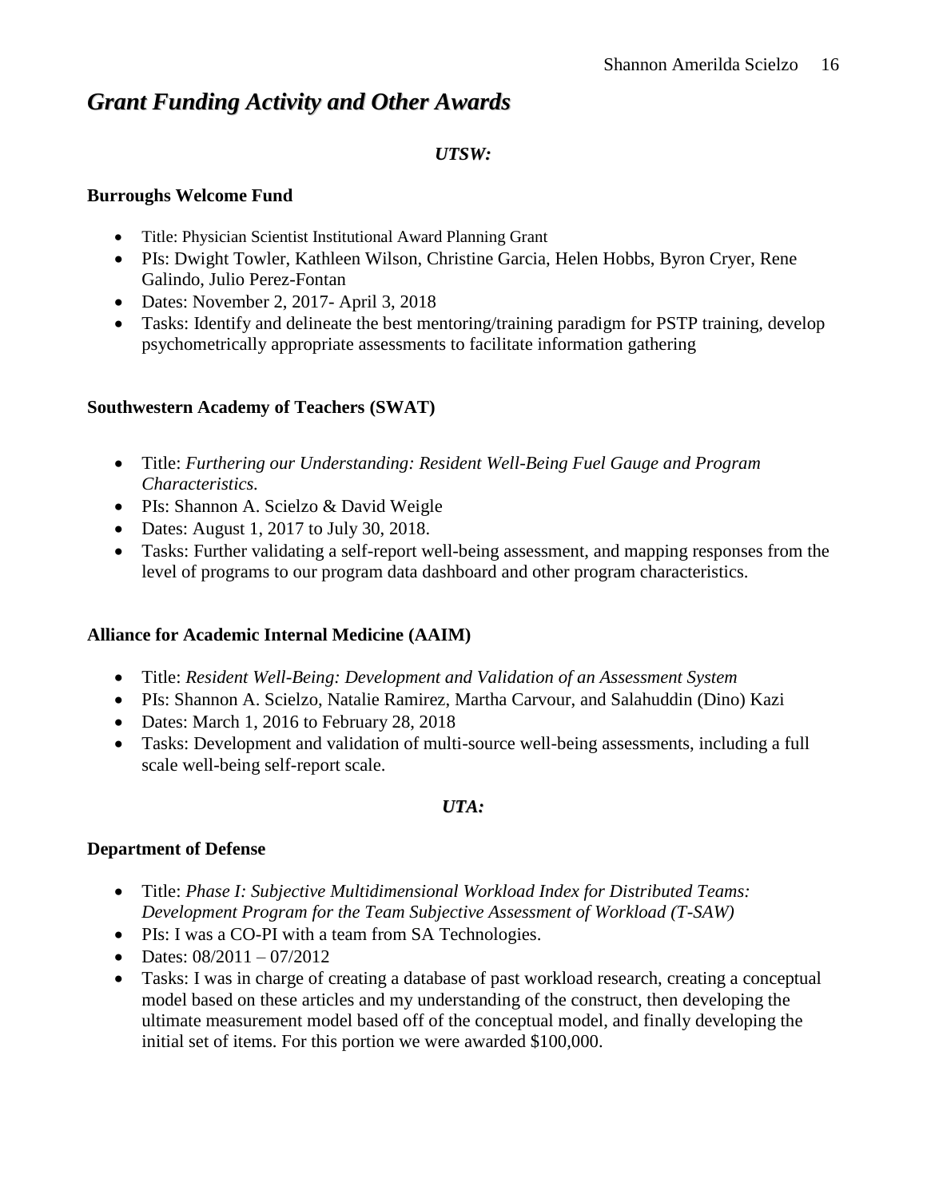## ***Grant Funding Activity and Other Awards***

***UTSW:***

**Burroughs Welcome Fund**

- Title: Physician Scientist Institutional Award Planning Grant
- PIs: Dwight Towler, Kathleen Wilson, Christine Garcia, Helen Hobbs, Byron Cryer, Rene Galindo, Julio Perez-Fontan
- Dates: November 2, 2017- April 3, 2018
- Tasks: Identify and delineate the best mentoring/training paradigm for PSTP training, develop psychometrically appropriate assessments to facilitate information gathering

**Southwestern Academy of Teachers (SWAT)**

- Title: *Furthering our Understanding: Resident Well-Being Fuel Gauge and Program Characteristics.*
- PIs: Shannon A. Scielzo & David Weigle
- Dates: August 1, 2017 to July 30, 2018.
- Tasks: Further validating a self-report well-being assessment, and mapping responses from the level of programs to our program data dashboard and other program characteristics.

**Alliance for Academic Internal Medicine (AAIM)**

- Title: *Resident Well-Being: Development and Validation of an Assessment System*
- PIs: Shannon A. Scielzo, Natalie Ramirez, Martha Carvour, and Salahuddin (Dino) Kazi
- Dates: March 1, 2016 to February 28, 2018
- Tasks: Development and validation of multi-source well-being assessments, including a full scale well-being self-report scale.

***UTA:***

**Department of Defense**

- Title: *Phase I: Subjective Multidimensional Workload Index for Distributed Teams: Development Program for the Team Subjective Assessment of Workload (T-SAW)*
- PIs: I was a CO-PI with a team from SA Technologies.
- Dates: 08/2011 – 07/2012
- Tasks: I was in charge of creating a database of past workload research, creating a conceptual model based on these articles and my understanding of the construct, then developing the ultimate measurement model based off of the conceptual model, and finally developing the initial set of items. For this portion we were awarded $100,000.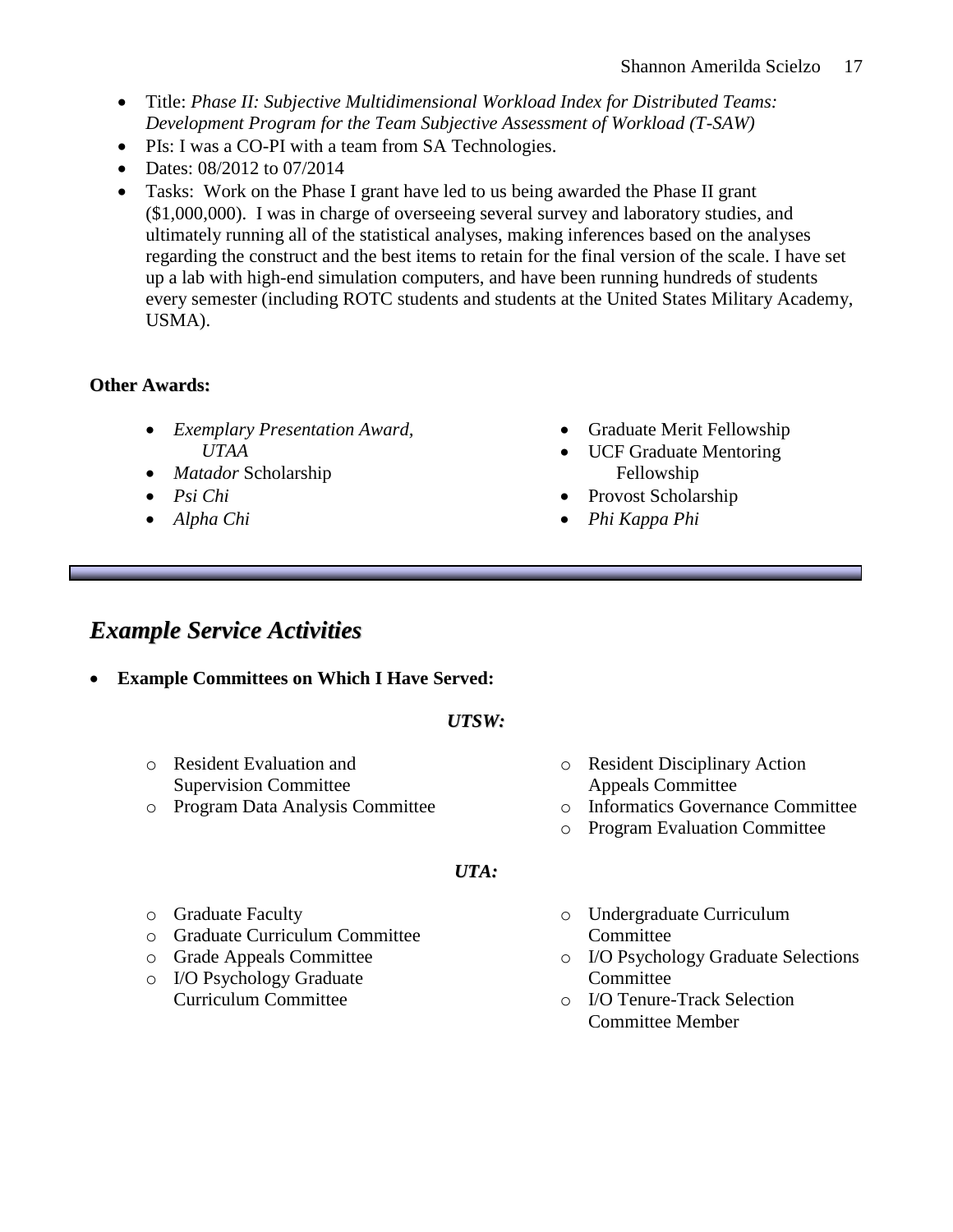- Title: *Phase II: Subjective Multidimensional Workload Index for Distributed Teams: Development Program for the Team Subjective Assessment of Workload (T-SAW)*
- PIs: I was a CO-PI with a team from SA Technologies.
- Dates: 08/2012 to 07/2014
- Tasks: Work on the Phase I grant have led to us being awarded the Phase II grant ($1,000,000). I was in charge of overseeing several survey and laboratory studies, and ultimately running all of the statistical analyses, making inferences based on the analyses regarding the construct and the best items to retain for the final version of the scale. I have set up a lab with high-end simulation computers, and have been running hundreds of students every semester (including ROTC students and students at the United States Military Academy, USMA).

**Other Awards:**

- *Exemplary Presentation Award, UTAA*
- *Matador* Scholarship
- *Psi Chi*
- *Alpha Chi*
- Graduate Merit Fellowship
- UCF Graduate Mentoring Fellowship
- Provost Scholarship
- *Phi Kappa Phi*

---

## *Example Service Activities*

- **Example Committees on Which I Have Served:**

***UTSW:***

- Resident Evaluation and Supervision Committee
- Program Data Analysis Committee
- Resident Disciplinary Action Appeals Committee
- Informatics Governance Committee
- Program Evaluation Committee

***UTA:***

- Graduate Faculty
- Graduate Curriculum Committee
- Grade Appeals Committee
- I/O Psychology Graduate Curriculum Committee
- Undergraduate Curriculum Committee
- I/O Psychology Graduate Selections Committee
- I/O Tenure-Track Selection Committee Member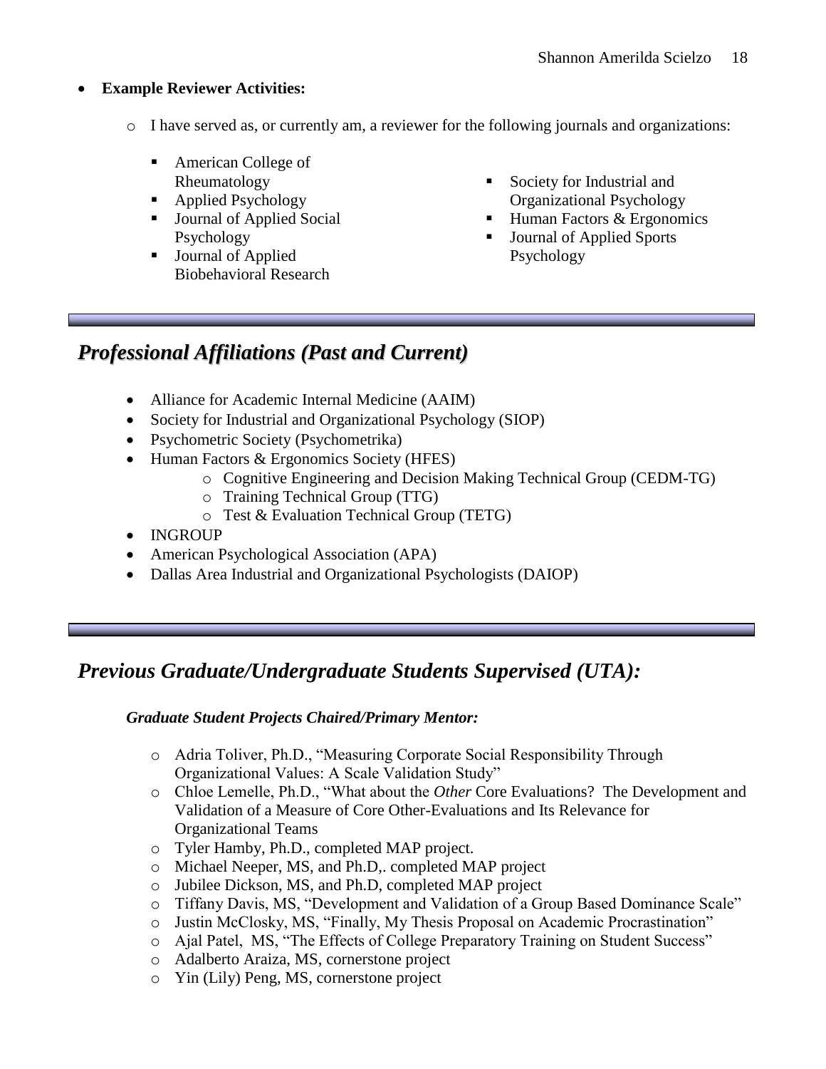- **Example Reviewer Activities:**
  - I have served as, or currently am, a reviewer for the following journals and organizations:
    - American College of Rheumatology
    - Applied Psychology
    - Journal of Applied Social Psychology
    - Journal of Applied Biobehavioral Research
    - Society for Industrial and Organizational Psychology
    - Human Factors & Ergonomics
    - Journal of Applied Sports Psychology

## *Professional Affiliations (Past and Current)*

- Alliance for Academic Internal Medicine (AAIM)
- Society for Industrial and Organizational Psychology (SIOP)
- Psychometric Society (Psychometrika)
- Human Factors & Ergonomics Society (HFES)
  - Cognitive Engineering and Decision Making Technical Group (CEDM-TG)
  - Training Technical Group (TTG)
  - Test & Evaluation Technical Group (TETG)
- INGROUP
- American Psychological Association (APA)
- Dallas Area Industrial and Organizational Psychologists (DAIOP)

## *Previous Graduate/Undergraduate Students Supervised (UTA):*

### *Graduate Student Projects Chaired/Primary Mentor:*

- Adria Toliver, Ph.D., "Measuring Corporate Social Responsibility Through Organizational Values: A Scale Validation Study"
- Chloe Lemelle, Ph.D., "What about the *Other* Core Evaluations? The Development and Validation of a Measure of Core Other-Evaluations and Its Relevance for Organizational Teams
- Tyler Hamby, Ph.D., completed MAP project.
- Michael Neeper, MS, and Ph.D,. completed MAP project
- Jubilee Dickson, MS, and Ph.D, completed MAP project
- Tiffany Davis, MS, "Development and Validation of a Group Based Dominance Scale"
- Justin McClosky, MS, "Finally, My Thesis Proposal on Academic Procrastination"
- Ajal Patel, MS, "The Effects of College Preparatory Training on Student Success"
- Adalberto Araiza, MS, cornerstone project
- Yin (Lily) Peng, MS, cornerstone project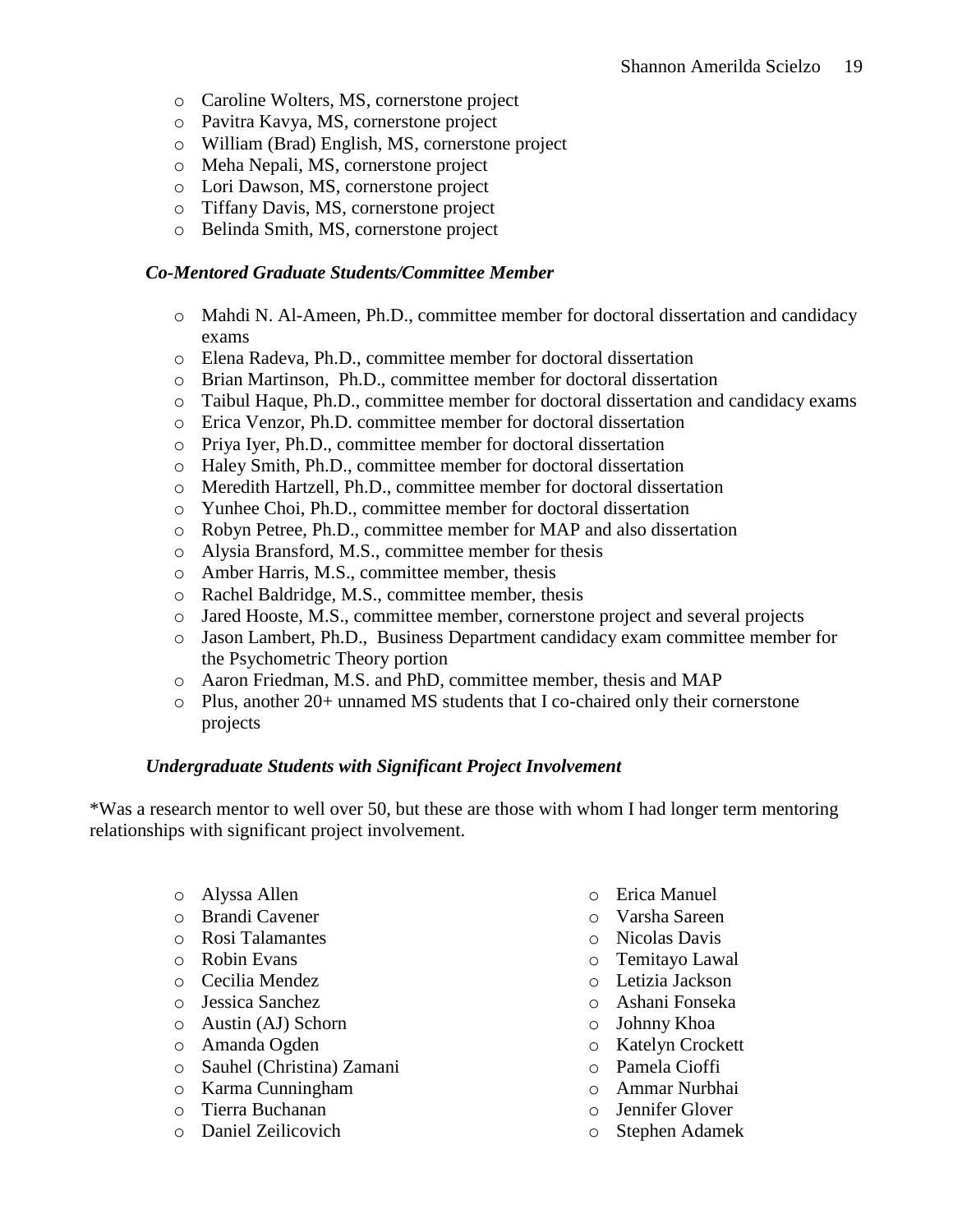- Caroline Wolters, MS, cornerstone project
- Pavitra Kavya, MS, cornerstone project
- William (Brad) English, MS, cornerstone project
- Meha Nepali, MS, cornerstone project
- Lori Dawson, MS, cornerstone project
- Tiffany Davis, MS, cornerstone project
- Belinda Smith, MS, cornerstone project

### *Co-Mentored Graduate Students/Committee Member*

- Mahdi N. Al-Ameen, Ph.D., committee member for doctoral dissertation and candidacy exams
- Elena Radeva, Ph.D., committee member for doctoral dissertation
- Brian Martinson, Ph.D., committee member for doctoral dissertation
- Taibul Haque, Ph.D., committee member for doctoral dissertation and candidacy exams
- Erica Venzor, Ph.D. committee member for doctoral dissertation
- Priya Iyer, Ph.D., committee member for doctoral dissertation
- Haley Smith, Ph.D., committee member for doctoral dissertation
- Meredith Hartzell, Ph.D., committee member for doctoral dissertation
- Yunhee Choi, Ph.D., committee member for doctoral dissertation
- Robyn Petree, Ph.D., committee member for MAP and also dissertation
- Alysia Bransford, M.S., committee member for thesis
- Amber Harris, M.S., committee member, thesis
- Rachel Baldridge, M.S., committee member, thesis
- Jared Hooste, M.S., committee member, cornerstone project and several projects
- Jason Lambert, Ph.D., Business Department candidacy exam committee member for the Psychometric Theory portion
- Aaron Friedman, M.S. and PhD, committee member, thesis and MAP
- Plus, another 20+ unnamed MS students that I co-chaired only their cornerstone projects

### *Undergraduate Students with Significant Project Involvement*

*Was a research mentor to well over 50, but these are those with whom I had longer term mentoring relationships with significant project involvement.

- Alyssa Allen
- Brandi Cavener
- Rosi Talamantes
- Robin Evans
- Cecilia Mendez
- Jessica Sanchez
- Austin (AJ) Schorn
- Amanda Ogden
- Sauhel (Christina) Zamani
- Karma Cunningham
- Tierra Buchanan
- Daniel Zeilicovich
- Erica Manuel
- Varsha Sareen
- Nicolas Davis
- Temitayo Lawal
- Letizia Jackson
- Ashani Fonseka
- Johnny Khoa
- Katelyn Crockett
- Pamela Cioffi
- Ammar Nurbhai
- Jennifer Glover
- Stephen Adamek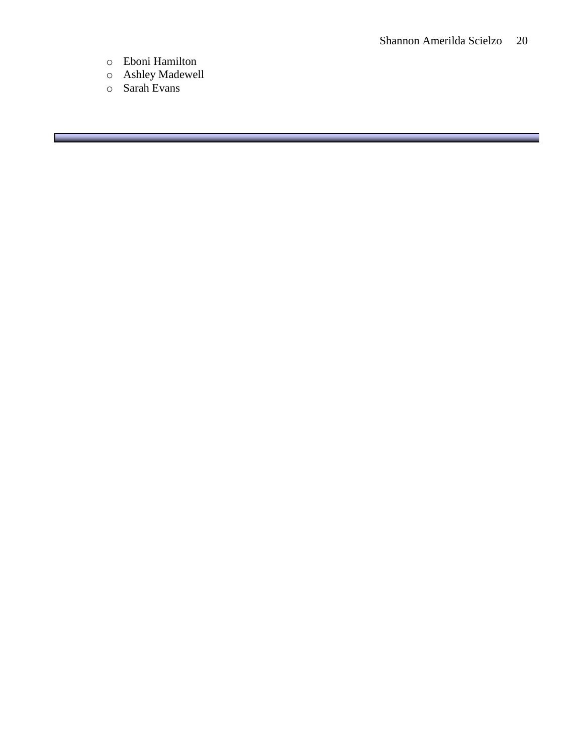- Eboni Hamilton
- Ashley Madewell
- Sarah Evans

---